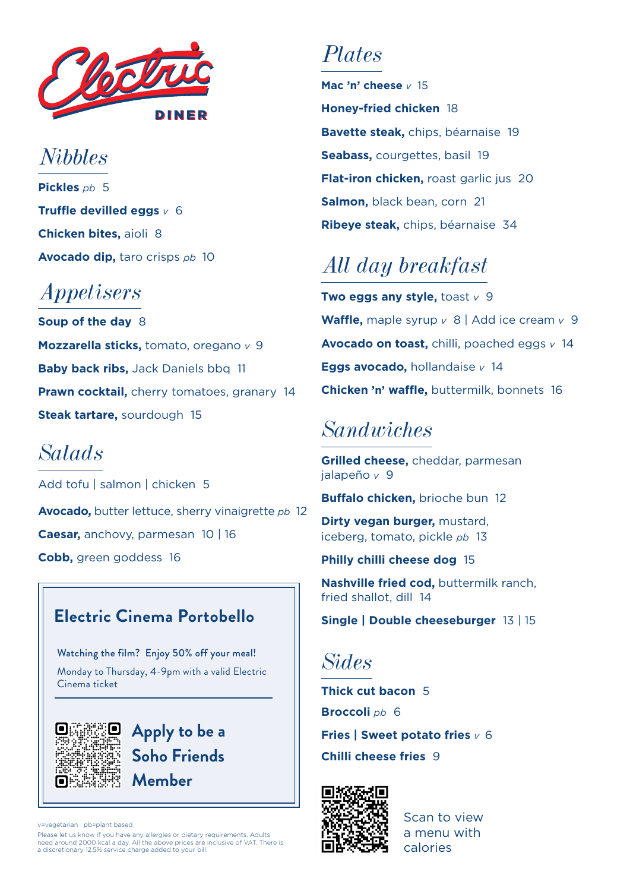# Electric DINER

## Nibbles

**Pickles** *pb* 5

**Truffle devilled eggs** *v* 6

**Chicken bites,** aioli 8

**Avocado dip,** taro crisps *pb* 10

## Appetisers

**Soup of the day** 8

**Mozzarella sticks,** tomato, oregano *v* 9

**Baby back ribs,** Jack Daniels bbq 11

**Prawn cocktail,** cherry tomatoes, granary 14

**Steak tartare,** sourdough 15

## Salads

Add tofu | salmon | chicken 5

**Avocado,** butter lettuce, sherry vinaigrette *pb* 12

**Caesar,** anchovy, parmesan 10 | 16

**Cobb,** green goddess 16

### Electric Cinema Portobello

Watching the film? Enjoy 50% off your meal!

Monday to Thursday, 4-9pm with a valid Electric Cinema ticket

**Apply to be a Soho Friends Member**

v=vegetarian pb=plant based

Please let us know if you have any allergies or dietary requirements. Adults need around 2000 kcal a day. All the above prices are inclusive of VAT. There is a discretionary 12.5% service charge added to your bill.

## Plates

**Mac 'n' cheese** *v* 15

**Honey-fried chicken** 18

**Bavette steak,** chips, béarnaise 19

**Seabass,** courgettes, basil 19

**Flat-iron chicken,** roast garlic jus 20

**Salmon,** black bean, corn 21

**Ribeye steak,** chips, béarnaise 34

## All day breakfast

**Two eggs any style,** toast *v* 9

**Waffle,** maple syrup *v* 8 | Add ice cream *v* 9

**Avocado on toast,** chilli, poached eggs *v* 14

**Eggs avocado,** hollandaise *v* 14

**Chicken 'n' waffle,** buttermilk, bonnets 16

## Sandwiches

**Grilled cheese,** cheddar, parmesan jalapeño *v* 9

**Buffalo chicken,** brioche bun 12

**Dirty vegan burger,** mustard, iceberg, tomato, pickle *pb* 13

**Philly chilli cheese dog** 15

**Nashville fried cod,** buttermilk ranch, fried shallot, dill 14

**Single | Double cheeseburger** 13 | 15

## Sides

**Thick cut bacon** 5

**Broccoli** *pb* 6

**Fries | Sweet potato fries** *v* 6

**Chilli cheese fries** 9

Scan to view a menu with calories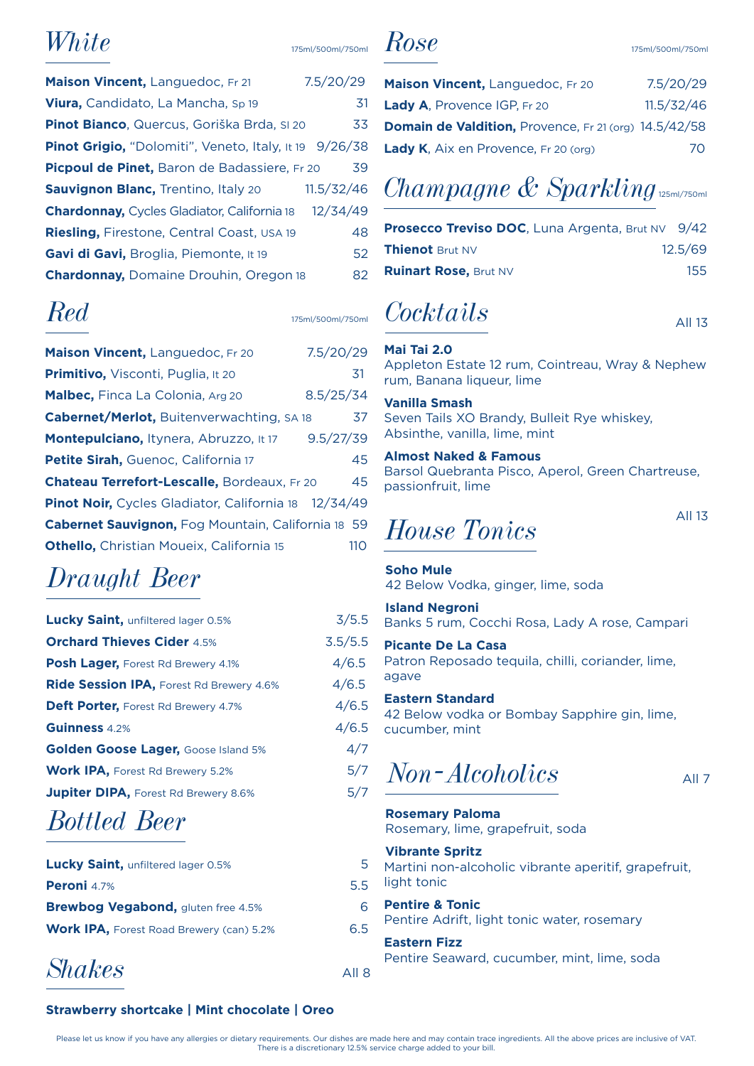## White

175ml/500ml/750ml

| | |
|---|---|
| **Maison Vincent,** Languedoc, Fr 21 | 7.5/20/29 |
| **Viura,** Candidato, La Mancha, Sp 19 | 31 |
| **Pinot Bianco**, Quercus, Goriška Brda, Sl 20 | 33 |
| **Pinot Grigio,** "Dolomiti", Veneto, Italy, It 19 | 9/26/38 |
| **Picpoul de Pinet,** Baron de Badassiere, Fr 20 | 39 |
| **Sauvignon Blanc,** Trentino, Italy 20 | 11.5/32/46 |
| **Chardonnay,** Cycles Gladiator, California 18 | 12/34/49 |
| **Riesling,** Firestone, Central Coast, USA 19 | 48 |
| **Gavi di Gavi,** Broglia, Piemonte, It 19 | 52 |
| **Chardonnay,** Domaine Drouhin, Oregon 18 | 82 |

## Red

175ml/500ml/750ml

| | |
|---|---|
| **Maison Vincent,** Languedoc, Fr 20 | 7.5/20/29 |
| **Primitivo,** Visconti, Puglia, It 20 | 31 |
| **Malbec,** Finca La Colonia, Arg 20 | 8.5/25/34 |
| **Cabernet/Merlot,** Buitenverwachting, SA 18 | 37 |
| **Montepulciano,** Itynera, Abruzzo, It 17 | 9.5/27/39 |
| **Petite Sirah,** Guenoc, California 17 | 45 |
| **Chateau Terrefort-Lescalle,** Bordeaux, Fr 20 | 45 |
| **Pinot Noir,** Cycles Gladiator, California 18 | 12/34/49 |
| **Cabernet Sauvignon,** Fog Mountain, California 18 | 59 |
| **Othello,** Christian Moueix, California 15 | 110 |

## Draught Beer

| | |
|---|---|
| **Lucky Saint,** unfiltered lager 0.5% | 3/5.5 |
| **Orchard Thieves Cider** 4.5% | 3.5/5.5 |
| **Posh Lager,** Forest Rd Brewery 4.1% | 4/6.5 |
| **Ride Session IPA,** Forest Rd Brewery 4.6% | 4/6.5 |
| **Deft Porter,** Forest Rd Brewery 4.7% | 4/6.5 |
| **Guinness** 4.2% | 4/6.5 |
| **Golden Goose Lager,** Goose Island 5% | 4/7 |
| **Work IPA,** Forest Rd Brewery 5.2% | 5/7 |
| **Jupiter DIPA,** Forest Rd Brewery 8.6% | 5/7 |

## Bottled Beer

| | |
|---|---|
| **Lucky Saint,** unfiltered lager 0.5% | 5 |
| **Peroni** 4.7% | 5.5 |
| **Brewbog Vegabond,** gluten free 4.5% | 6 |
| **Work IPA,** Forest Road Brewery (can) 5.2% | 6.5 |

## Shakes

All 8

**Strawberry shortcake | Mint chocolate | Oreo**

## Rose

175ml/500ml/750ml

| | |
|---|---|
| **Maison Vincent,** Languedoc, Fr 20 | 7.5/20/29 |
| **Lady A**, Provence IGP, Fr 20 | 11.5/32/46 |
| **Domain de Valdition,** Provence, Fr 21 (org) | 14.5/42/58 |
| **Lady K**, Aix en Provence, Fr 20 (org) | 70 |

## Champagne & Sparkling

125ml/750ml

| | |
|---|---|
| **Prosecco Treviso DOC**, Luna Argenta, Brut NV | 9/42 |
| **Thienot** Brut NV | 12.5/69 |
| **Ruinart Rose,** Brut NV | 155 |

## Cocktails

All 13

**Mai Tai 2.0**
Appleton Estate 12 rum, Cointreau, Wray & Nephew rum, Banana liqueur, lime

**Vanilla Smash**
Seven Tails XO Brandy, Bulleit Rye whiskey, Absinthe, vanilla, lime, mint

**Almost Naked & Famous**
Barsol Quebranta Pisco, Aperol, Green Chartreuse, passionfruit, lime

## House Tonics

All 13

**Soho Mule**
42 Below Vodka, ginger, lime, soda

**Island Negroni**
Banks 5 rum, Cocchi Rosa, Lady A rose, Campari

**Picante De La Casa**
Patron Reposado tequila, chilli, coriander, lime, agave

**Eastern Standard**
42 Below vodka or Bombay Sapphire gin, lime, cucumber, mint

## Non-Alcoholics

All 7

**Rosemary Paloma**
Rosemary, lime, grapefruit, soda

**Vibrante Spritz**
Martini non-alcoholic vibrante aperitif, grapefruit, light tonic

**Pentire & Tonic**
Pentire Adrift, light tonic water, rosemary

**Eastern Fizz**
Pentire Seaward, cucumber, mint, lime, soda

Please let us know if you have any allergies or dietary requirements. Our dishes are made here and may contain trace ingredients. All the above prices are inclusive of VAT. There is a discretionary 12.5% service charge added to your bill.